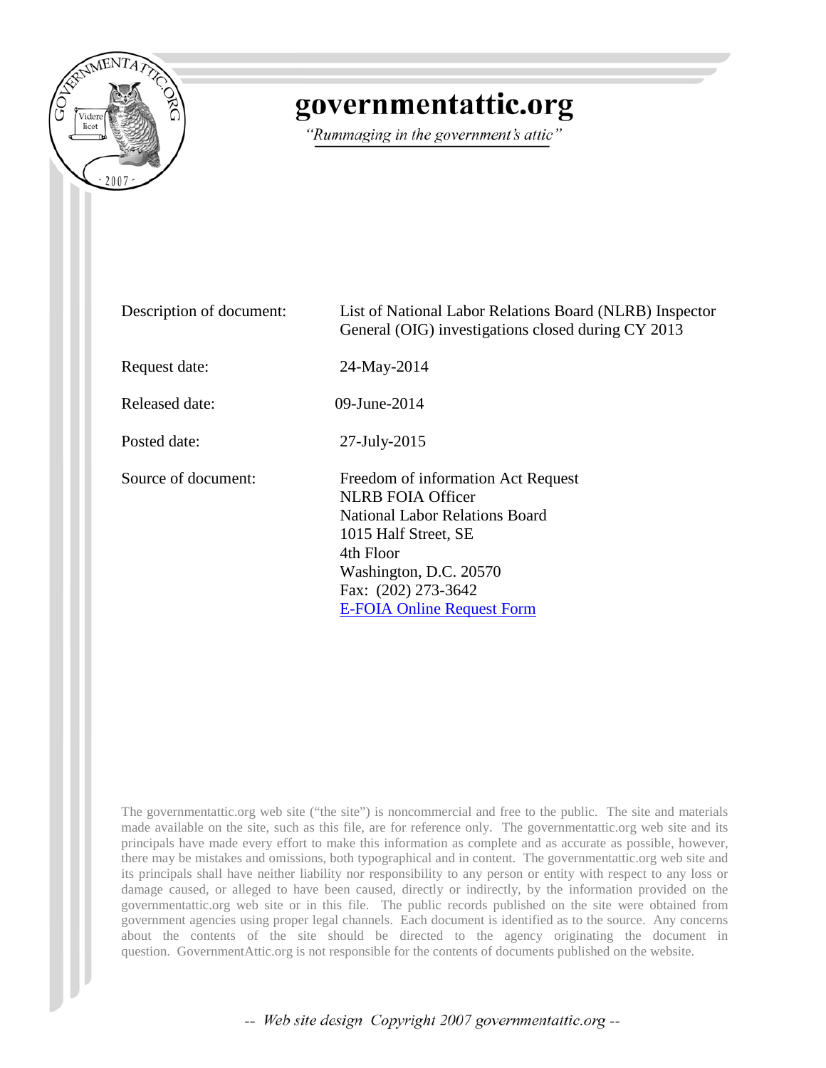# governmentattic.org

*"Rummaging in the government's attic"*

| | |
|---|---|
| Description of document: | List of National Labor Relations Board (NLRB) Inspector General (OIG) investigations closed during CY 2013 |
| Request date: | 24-May-2014 |
| Released date: | 09-June-2014 |
| Posted date: | 27-July-2015 |
| Source of document: | Freedom of information Act Request<br>NLRB FOIA Officer<br>National Labor Relations Board<br>1015 Half Street, SE<br>4th Floor<br>Washington, D.C. 20570<br>Fax: (202) 273-3642<br>E-FOIA Online Request Form |

The governmentattic.org web site ("the site") is noncommercial and free to the public. The site and materials made available on the site, such as this file, are for reference only. The governmentattic.org web site and its principals have made every effort to make this information as complete and as accurate as possible, however, there may be mistakes and omissions, both typographical and in content. The governmentattic.org web site and its principals shall have neither liability nor responsibility to any person or entity with respect to any loss or damage caused, or alleged to have been caused, directly or indirectly, by the information provided on the governmentattic.org web site or in this file. The public records published on the site were obtained from government agencies using proper legal channels. Each document is identified as to the source. Any concerns about the contents of the site should be directed to the agency originating the document in question. GovernmentAttic.org is not responsible for the contents of documents published on the website.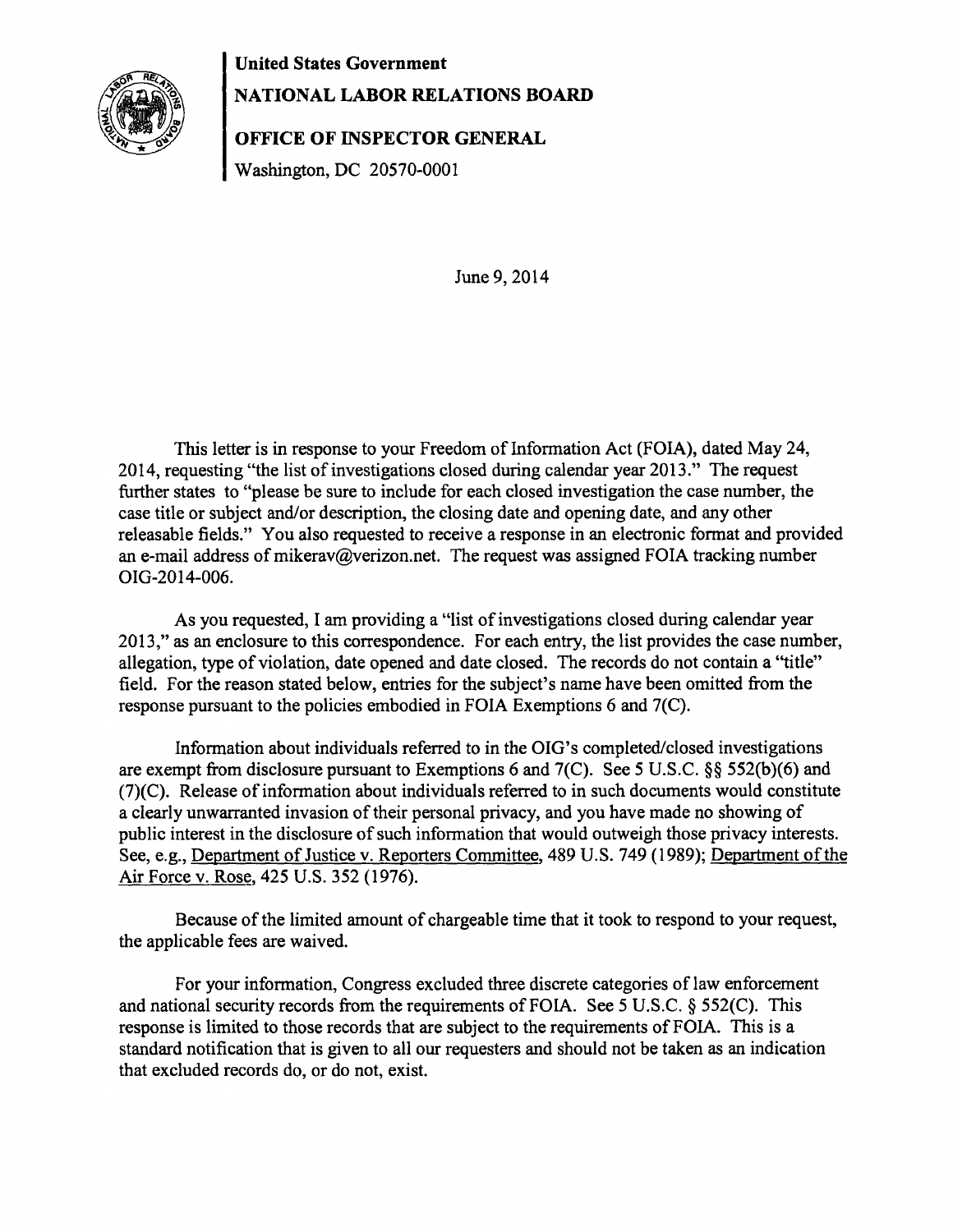**United States Government**

**NATIONAL LABOR RELATIONS BOARD**

**OFFICE OF INSPECTOR GENERAL**

Washington, DC 20570-0001

June 9, 2014

This letter is in response to your Freedom of Information Act (FOIA), dated May 24, 2014, requesting "the list of investigations closed during calendar year 2013." The request further states to "please be sure to include for each closed investigation the case number, the case title or subject and/or description, the closing date and opening date, and any other releasable fields." You also requested to receive a response in an electronic format and provided an e-mail address of mikerav@verizon.net. The request was assigned FOIA tracking number OIG-2014-006.

As you requested, I am providing a "list of investigations closed during calendar year 2013," as an enclosure to this correspondence. For each entry, the list provides the case number, allegation, type of violation, date opened and date closed. The records do not contain a "title" field. For the reason stated below, entries for the subject's name have been omitted from the response pursuant to the policies embodied in FOIA Exemptions 6 and 7(C).

Information about individuals referred to in the OIG's completed/closed investigations are exempt from disclosure pursuant to Exemptions 6 and 7(C). See 5 U.S.C. §§ 552(b)(6) and (7)(C). Release of information about individuals referred to in such documents would constitute a clearly unwarranted invasion of their personal privacy, and you have made no showing of public interest in the disclosure of such information that would outweigh those privacy interests. See, e.g., Department of Justice v. Reporters Committee, 489 U.S. 749 (1989); Department of the Air Force v. Rose, 425 U.S. 352 (1976).

Because of the limited amount of chargeable time that it took to respond to your request, the applicable fees are waived.

For your information, Congress excluded three discrete categories of law enforcement and national security records from the requirements of FOIA. See 5 U.S.C. § 552(C). This response is limited to those records that are subject to the requirements of FOIA. This is a standard notification that is given to all our requesters and should not be taken as an indication that excluded records do, or do not, exist.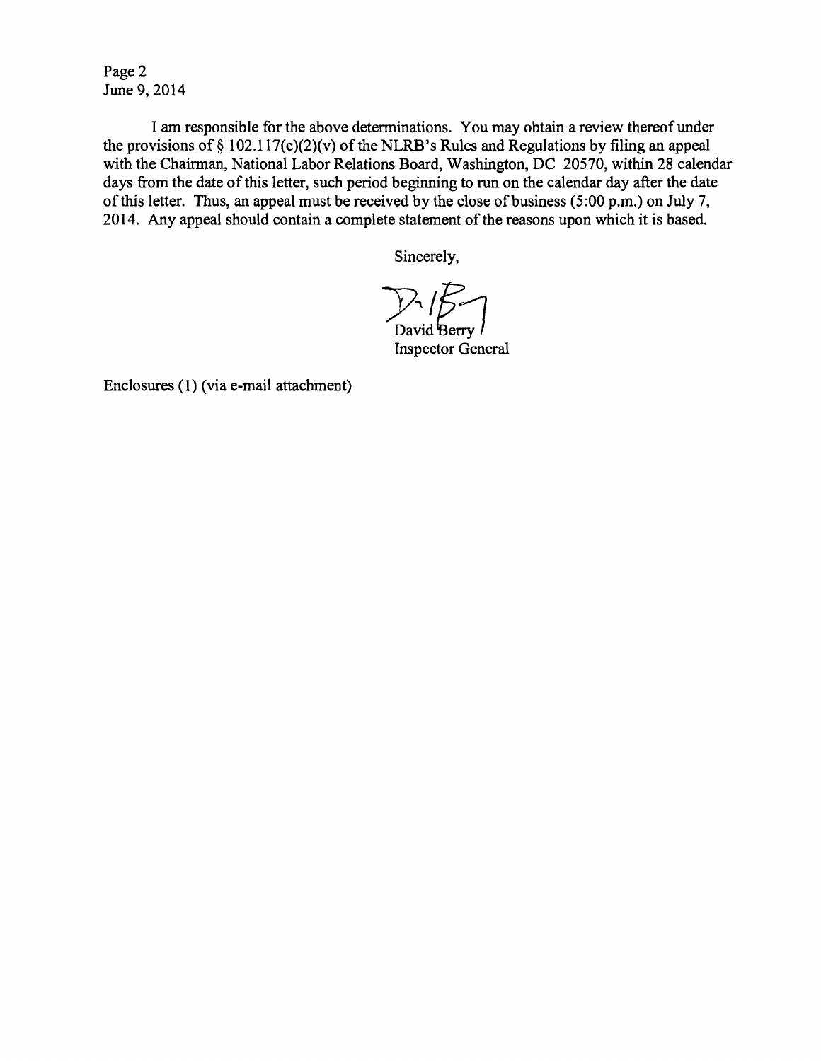I am responsible for the above determinations. You may obtain a review thereof under the provisions of § 102.117(c)(2)(v) of the NLRB's Rules and Regulations by filing an appeal with the Chairman, National Labor Relations Board, Washington, DC 20570, within 28 calendar days from the date of this letter, such period beginning to run on the calendar day after the date of this letter. Thus, an appeal must be received by the close of business (5:00 p.m.) on July 7, 2014. Any appeal should contain a complete statement of the reasons upon which it is based.

Sincerely,

David Berry
Inspector General

Enclosures (1) (via e-mail attachment)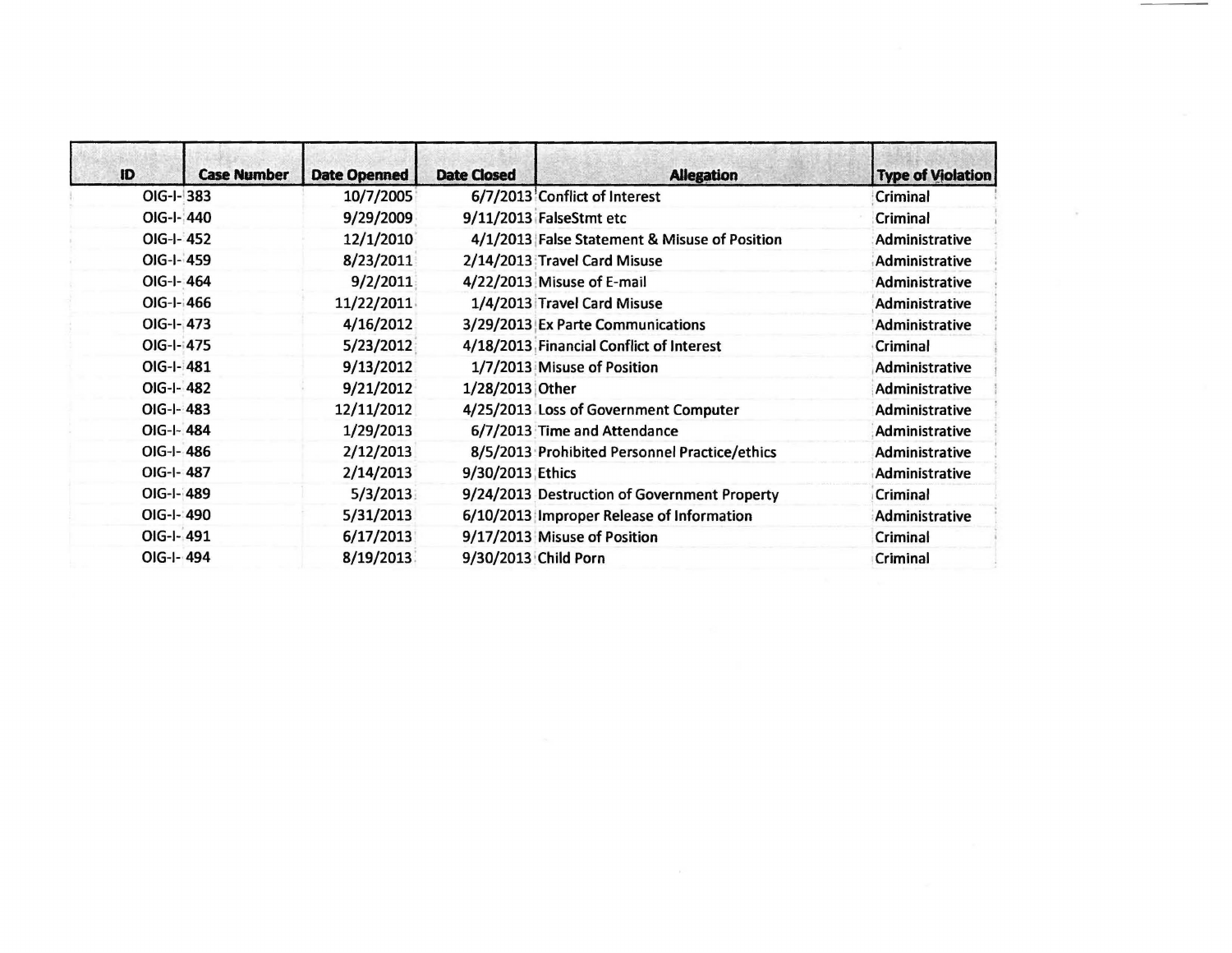| ID | Case Number | Date Openned | Date Closed | Allegation | Type of Violation |
|---|---|---|---|---|---|
| OIG-I- | 383 | 10/7/2005 | 6/7/2013 | Conflict of Interest | Criminal |
| OIG-I- | 440 | 9/29/2009 | 9/11/2013 | FalseStmt etc | Criminal |
| OIG-I- | 452 | 12/1/2010 | 4/1/2013 | False Statement & Misuse of Position | Administrative |
| OIG-I- | 459 | 8/23/2011 | 2/14/2013 | Travel Card Misuse | Administrative |
| OIG-I- | 464 | 9/2/2011 | 4/22/2013 | Misuse of E-mail | Administrative |
| OIG-I- | 466 | 11/22/2011 | 1/4/2013 | Travel Card Misuse | Administrative |
| OIG-I- | 473 | 4/16/2012 | 3/29/2013 | Ex Parte Communications | Administrative |
| OIG-I- | 475 | 5/23/2012 | 4/18/2013 | Financial Conflict of Interest | Criminal |
| OIG-I- | 481 | 9/13/2012 | 1/7/2013 | Misuse of Position | Administrative |
| OIG-I- | 482 | 9/21/2012 | 1/28/2013 | Other | Administrative |
| OIG-I- | 483 | 12/11/2012 | 4/25/2013 | Loss of Government Computer | Administrative |
| OIG-I- | 484 | 1/29/2013 | 6/7/2013 | Time and Attendance | Administrative |
| OIG-I- | 486 | 2/12/2013 | 8/5/2013 | Prohibited Personnel Practice/ethics | Administrative |
| OIG-I- | 487 | 2/14/2013 | 9/30/2013 | Ethics | Administrative |
| OIG-I- | 489 | 5/3/2013 | 9/24/2013 | Destruction of Government Property | Criminal |
| OIG-I- | 490 | 5/31/2013 | 6/10/2013 | Improper Release of Information | Administrative |
| OIG-I- | 491 | 6/17/2013 | 9/17/2013 | Misuse of Position | Criminal |
| OIG-I- | 494 | 8/19/2013 | 9/30/2013 | Child Porn | Criminal |